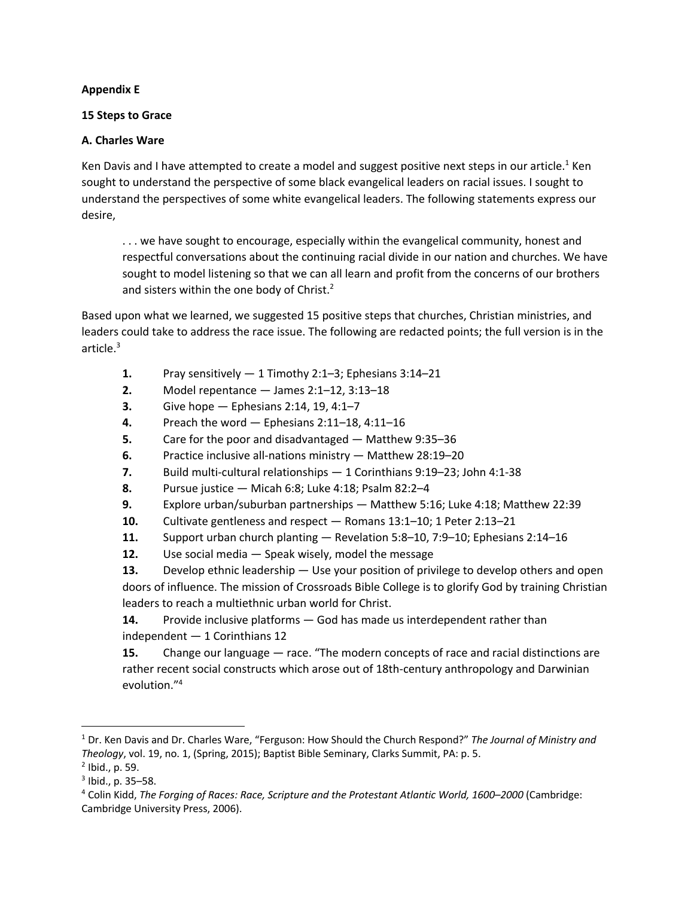**Appendix E**

**15 Steps to Grace**

**A. Charles Ware**

Ken Davis and I have attempted to create a model and suggest positive next steps in our article.[1] Ken sought to understand the perspective of some black evangelical leaders on racial issues. I sought to understand the perspectives of some white evangelical leaders. The following statements express our desire,

> . . . we have sought to encourage, especially within the evangelical community, honest and respectful conversations about the continuing racial divide in our nation and churches. We have sought to model listening so that we can all learn and profit from the concerns of our brothers and sisters within the one body of Christ.[2]

Based upon what we learned, we suggested 15 positive steps that churches, Christian ministries, and leaders could take to address the race issue. The following are redacted points; the full version is in the article.[3]

1. Pray sensitively — 1 Timothy 2:1–3; Ephesians 3:14–21
2. Model repentance — James 2:1–12, 3:13–18
3. Give hope — Ephesians 2:14, 19, 4:1–7
4. Preach the word — Ephesians 2:11–18, 4:11–16
5. Care for the poor and disadvantaged — Matthew 9:35–36
6. Practice inclusive all-nations ministry — Matthew 28:19–20
7. Build multi-cultural relationships — 1 Corinthians 9:19–23; John 4:1-38
8. Pursue justice — Micah 6:8; Luke 4:18; Psalm 82:2–4
9. Explore urban/suburban partnerships — Matthew 5:16; Luke 4:18; Matthew 22:39
10. Cultivate gentleness and respect — Romans 13:1–10; 1 Peter 2:13–21
11. Support urban church planting — Revelation 5:8–10, 7:9–10; Ephesians 2:14–16
12. Use social media — Speak wisely, model the message
13. Develop ethnic leadership — Use your position of privilege to develop others and open doors of influence. The mission of Crossroads Bible College is to glorify God by training Christian leaders to reach a multiethnic urban world for Christ.
14. Provide inclusive platforms — God has made us interdependent rather than independent — 1 Corinthians 12
15. Change our language — race. "The modern concepts of race and racial distinctions are rather recent social constructs which arose out of 18th-century anthropology and Darwinian evolution."[4]

---

[1] Dr. Ken Davis and Dr. Charles Ware, "Ferguson: How Should the Church Respond?" *The Journal of Ministry and Theology*, vol. 19, no. 1, (Spring, 2015); Baptist Bible Seminary, Clarks Summit, PA: p. 5.

[2] Ibid., p. 59.

[3] Ibid., p. 35–58.

[4] Colin Kidd, *The Forging of Races: Race, Scripture and the Protestant Atlantic World, 1600–2000* (Cambridge: Cambridge University Press, 2006).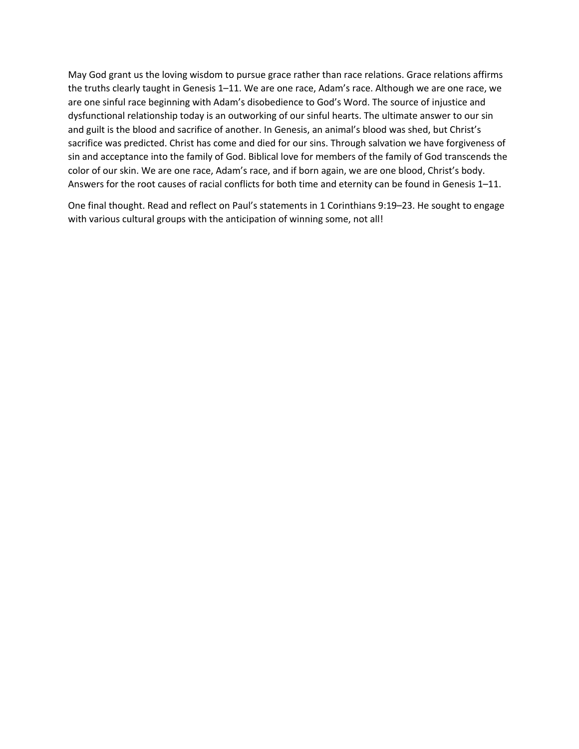May God grant us the loving wisdom to pursue grace rather than race relations. Grace relations affirms the truths clearly taught in Genesis 1–11. We are one race, Adam's race. Although we are one race, we are one sinful race beginning with Adam's disobedience to God's Word. The source of injustice and dysfunctional relationship today is an outworking of our sinful hearts. The ultimate answer to our sin and guilt is the blood and sacrifice of another. In Genesis, an animal's blood was shed, but Christ's sacrifice was predicted. Christ has come and died for our sins. Through salvation we have forgiveness of sin and acceptance into the family of God. Biblical love for members of the family of God transcends the color of our skin. We are one race, Adam's race, and if born again, we are one blood, Christ's body. Answers for the root causes of racial conflicts for both time and eternity can be found in Genesis 1–11.

One final thought. Read and reflect on Paul's statements in 1 Corinthians 9:19–23. He sought to engage with various cultural groups with the anticipation of winning some, not all!